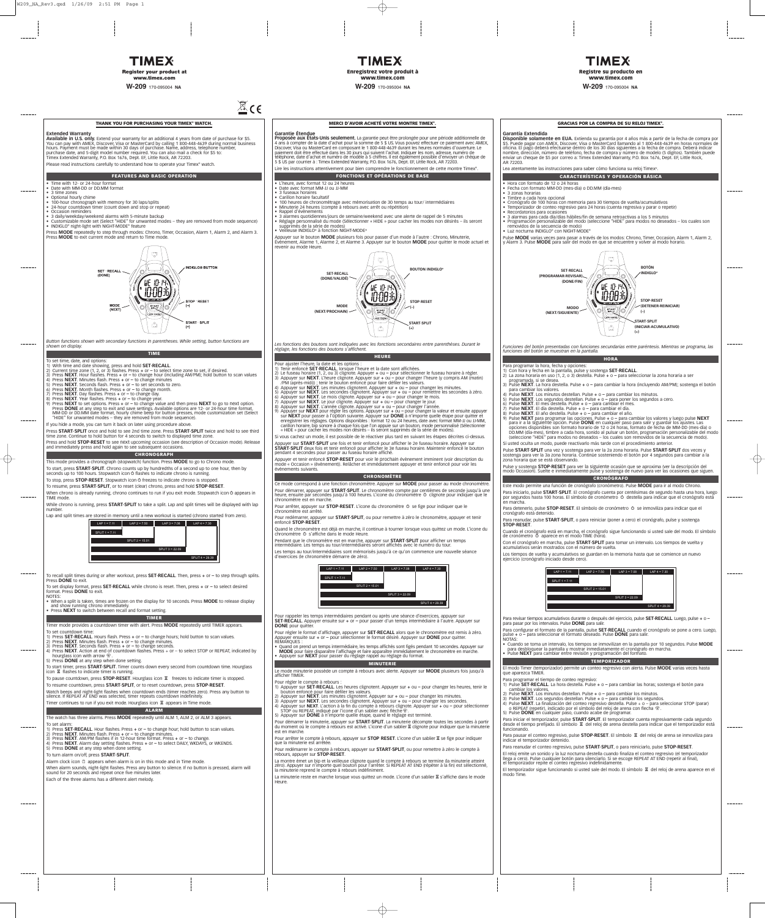# TIMEX®

**Register your product at www.timex.com**

**W-209** 170-095004 **NA**

## THANK YOU FOR PURCHASING YOUR TIMEX® WATCH.

### Extended Warranty

**Available in U.S. only.** Extend your warranty for an additional 4 years from date of purchase for $5. You can pay with AMEX, Discover, Visa or MasterCard by calling 1 800-448-4639 during normal business hours. Payment must be made within 30 days of purchase. Name, address, telephone number, purchase date, and 5-digit model number required. You can also mail a check for $5 to: Timex Extended Warranty, P.O. Box 1676, Dept. EF, Little Rock, AR 72203.

Please read instructions carefully to understand how to operate your Timex® watch.

## FEATURES AND BASIC OPERATION

- Time with 12- or 24-hour format
- Date with MM-DD or DD.MM format
- 3 time zones
- Optional hourly chime
- 100-hour chronograph with memory for 30 laps/splits
- 24-hour countdown timer (count down and stop or repeat)
- Occasion reminders
- 3 daily/weekday/weekend alarms with 5-minute backup
- Customizable mode set (Select "HIDE" for unwanted modes – they are removed from mode sequence)
- INDIGLO® night-light with NIGHT-MODE® feature

Press **MODE** repeatedly to step through modes: Chrono, Timer, Occasion, Alarm 1, Alarm 2, and Alarm 3. Press **MODE** to exit current mode and return to Time mode.

SET · RECALL (DONE) — INDIGLO® BUTTON — MODE (NEXT) — STOP · RESET (–) — START · SPLIT (+)

*Button functions shown with secondary functions in parentheses. While setting, button functions are shown on display.*

## TIME

To set time, date, and options:

1) With time and date showing, press and hold **SET-RECALL**.
2) Current time zone (1, 2, or 3) flashes. Press + or – to select time zone to set, if desired.
3) Press **NEXT**. Hour flashes. Press + or – to change hour (including AM/PM); hold button to scan values
4) Press **NEXT**. Minutes flash. Press + or – to change minutes
5) Press **NEXT**. Seconds flash. Press + or – to set seconds to zero.
6) Press **NEXT**. Month flashes. Press + or – to change month.
7) Press **NEXT**. Day flashes. Press + or – to change day.
8) Press **NEXT**. Year flashes. Press + or – to change year.
9) Press **NEXT** to set options. Press + or – to change value and then press **NEXT** to go to next option. Press **DONE** at any step to exit and save settings. Available options are 12- or 24-hour time format, MM-DD or DD.MM date format, hourly chime beep for button presses, mode customization set (Select "HIDE" for unwanted modes – they are removed from mode sequence).

If you hide a mode, you can turn it back on later using procedure above.

Press **START-SPLIT** once and hold to see 2nd time zone. Press **START-SPLIT** twice and hold to see third time zone. Continue to hold button for 4 seconds to switch to displayed time zone.

Press and hold **STOP-RESET** to see next upcoming occasion (see description of Occasion mode). Release and immediately press and hold again to see subsequent occasions.

## CHRONOGRAPH

This mode provides a chronograph (stopwatch) function. Press **MODE** to go to Chrono mode.

To start, press **START-SPLIT**. Chrono counts up by hundredths of a second up to one hour, then by seconds up to 100 hours. Stopwatch icon flashes to indicate chrono is running.

To stop, press **STOP-RESET**. Stopwatch icon freezes to indicate chrono is stopped.

To resume, press **START-SPLIT**, or to reset (clear) chrono, press and hold **STOP-RESET**.

When chrono is already running, chrono continues to run if you exit mode. Stopwatch icon appears in TIME mode.

While chrono is running, press **START-SPLIT** to take a split. Lap and split times will be displayed with lap number.

Lap and split times are stored in memory until a new workout is started (chrono started from zero).

| LAP 1 = 7.11 | LAP 2 = 7.50 | LAP 3 = 7.08 | LAP 4 = 7.30 |
|---|---|---|---|
| SPLIT 1 = 7.11 | | | |
| | SPLIT 2 = 15.01 | | |
| | | SPLIT 3 = 22.09 | |
| | | | SPLIT 4 = 29.39 |

To recall split times during or after workout, press **SET-RECALL**. Then, press + or – to step through splits. Press **DONE** to exit.

To set display format, press **SET-RECALL** while chrono is reset. Then press + or – to select desired format. Press **DONE** to exit.

NOTES:

- When a split is taken, times are frozen on the display for 10 seconds. Press **MODE** to release display and show running chrono immediately.
- Press **NEXT** to switch between recall and format setting.

## TIMER

Timer mode provides a countdown timer with alert. Press **MODE** repeatedly until TIMER appears.

To set countdown time:

1) Press **SET-RECALL**. Hours flash. Press + or – to change hours; hold button to scan values.
2) Press **NEXT**. Minutes flash. Press + or – to change minutes.
3) Press **NEXT**. Seconds flash. Press + or – to change seconds.
4) Press **NEXT**. Action at end of countdown flashes. Press + or – to select STOP or REPEAT, indicated by hourglass icon with arrow.
5) Press **DONE** at any step when done setting.

To start timer, press **START-SPLIT**. Timer counts down every second from countdown time. Hourglass icon flashes to indicate timer is running.

To pause countdown, press **STOP-RESET**. Hourglass icon freezes to indicate timer is stopped.

To resume countdown, press **START-SPLIT**, or to reset countdown, press **STOP-RESET**.

Watch beeps and night-light flashes when countdown ends (timer reaches zero). Press any button to silence. If REPEAT AT END was selected, timer repeats countdown indefinitely.

Timer continues to run if you exit mode. Hourglass icon appears in Time mode.

## ALARM

The watch has three alarms. Press **MODE** repeatedly until ALM 1, ALM 2, or ALM 3 appears.

To set alarm:

1) Press **SET-RECALL**. Hour flashes. Press + or – to change hour; hold button to scan values.
2) Press **NEXT**. Minutes flash. Press + or – to change minutes.
3) Press **NEXT**. AM/PM flashes if in 12-hour time format. Press + or – to change.
4) Press **NEXT**. Alarm day setting flashes. Press + or – to select DAILY, WKDAYS, or WKENDS.
5) Press **DONE** at any step when done setting.

To turn alarm on/off, press **START-SPLIT**.

Alarm clock icon appears when alarm is on in this mode and in Time mode.

When alarm sounds, night-light flashes. Press any button to silence. If no button is pressed, alarm will sound for 20 seconds and repeat once five minutes later.

Each of the three alarms has a different alert melody.

# TIMEX®

**Enregistrez votre produit à www.timex.com**

**W-209** 170-095004 **NA**

## MERCI D'AVOIR ACHETÉ VOTRE MONTRE TIMEX®.

### Garantie Étendue

**Proposée aux États-Unis seulement.** La garantie peut être prolongée pour une période additionnelle de 4 ans à compter de la date d'achat pour la somme de 5 $ US. Vous pouvez effectuer ce paiement avec AMEX, Discover, Visa ou MasterCard en composant le 1 800-448-4639 durant les heures normales d'ouverture. Le paiement doit être effectué dans les 30 jours qui suivent l'achat. Indiquer les nom, adresse, numéro de téléphone, date d'achat et numéro de modèle à 5 chiffres. Il est également possible d'envoyer un chèque de 5 $ US par courrier à : Timex Extended Warranty, P.O. Box 1676, Dept. EF, Little Rock, AR 72203.

Lire les instructions attentivement pour bien comprendre le fonctionnement de cette montre Timex®.

## FONCTIONS ET OPÉRATIONS DE BASE

- L'heure, avec format 12 ou 24 heures
- Date avec format MM-JJ ou JJ-MM
- 3 fuseaux horaires
- Carillon horaire facultatif
- 100 heures de chronométrage avec mémorisation de 30 temps au tour/ intermédiaires
- Minuterie 24 heures (compte à rebours avec arrêt ou répétition)
- Rappel d'événements
- 3 alarmes quotidiennes/jours de semaine/weekend avec une alerte de rappel de 5 minutes
- Réglage personnalisé du mode (Sélectionner « HIDE » pour cacher les modes non désirés – ils seront supprimés de la série de modes)
- Veilleuse INDIGLO® à fonction NIGHT-MODE®

Appuyer sur le bouton **MODE** plusieurs fois pour passer d'un mode à l'autre : Chrono, Minuterie, Événement, Alarme 1, Alarme 2, et Alarme 3. Appuyer sur le bouton **MODE** pour quitter le mode actuel et revenir au mode Heure.

SET-RECALL (DONE/VALIDÉ) — BOUTON INDIGLO® — MODE (NEXT/PROCHAIN) — STOP-RESET (–) — START-SPLIT (+)

*Les fonctions des boutons sont indiquées avec les fonctions secondaires entre parenthèses. Durant le réglage, les fonctions des boutons s'affichent.*

## HEURE

Pour ajuster l'heure, la date et les options :

1) Tenir enfoncé **SET-RECALL** lorsque l'heure et la date sont affichées.
2) Le fuseau horaire (1, 2, ou 3) clignote. Appuyer + ou – pour sélectionner le fuseau horaire à régler.
3) Appuyer sur **NEXT**. L'heure clignote. Appuyer sur + ou – pour changer l'heure (y compris AM (matin) /PM (après-midi)) ; tenir le bouton enfoncé pour faire défiler les valeurs.
4) Appuyer sur **NEXT**. Les minutes clignotent. Appuyer sur + ou – pour changer les minutes.
5) Appuyer sur **NEXT**. Les secondes clignotent. Appuyer sur + ou – pour remettre les secondes à zéro.
6) Appuyer sur **NEXT**. Le mois clignote. Appuyer sur + ou – pour changer le mois.
7) Appuyer sur **NEXT**. Le jour clignote. Appuyer sur + ou – pour changer le jour.
8) Appuyer sur **NEXT**. L'année clignote. Appuyer sur + ou – pour changer l'année.
9) Appuyer sur **NEXT** pour régler les options. Appuyer sur + ou – pour changer la valeur et ensuite appuyer sur **NEXT** pour passer à l'option suivante. Appuyer sur **DONE** à n'importe quelle étape pour quitter et enregistrer les réglages. Options disponibles : format 12 ou 24 heures, date avec format MM-JJ ou JJ-MM, carillon horaire, bip sonore à chaque fois que l'on appuie sur un bouton, mode personnalisé (Sélectionner « HIDE » pour cacher les modes non désirés – ils seront supprimés de la série de modes).

Si vous cachez un mode, il est possible de le réactiver plus tard en suivant les étapes décrites ci-dessus.

Appuyer sur **START-SPLIT** une fois et tenir enfoncé pour afficher le 2e fuseau horaire. Appuyer sur **START-SPLIT** deux fois et tenir enfoncé pour afficher le 3e fuseau horaire. Maintenir enfoncé le bouton pendant 4 secondes pour passer au fuseau horaire affiché.

Appuyer et tenir enfoncé **STOP-RESET** pour voir le prochain événement imminent (voir description du mode « Occasion » (événement)). Relâcher et immédiatement appuyer et tenir enfoncé pour voir les événements suivants.

## CHRONOMÈTRE

Ce mode correspond à une fonction chronomètre. Appuyer sur **MODE** pour passer au mode chronomètre.

Pour démarrer, appuyer sur **START-SPLIT**. Le chronomètre compte par centièmes de seconde jusqu'à une heure, ensuite par secondes jusqu'à 100 heures. L'icône du chronomètre clignote pour indiquer que le chronomètre est en marche.

Pour arrêter, appuyer sur **STOP-RESET**. L'icone du chronomètre se fige pour indiquer que le chronomètre est arrêté.

Pour redémarrer, appuyer sur **START-SPLIT**, ou pour remettre à zéro le chronomètre, appuyer et tenir enfoncé **STOP-RESET**.

Quand le chronomètre est déjà en marche, il continue à tourner lorsque vous quittez un mode. L'icône du chronomètre s'affiche dans le mode Heure.

Pendant que le chronomètre est en marche, appuyer sur **START-SPLIT** pour afficher un temps intermédiaire. Les temps au tour/intermédiaires seront affichés avec le numéro du tour.

Les temps au tour/intermédiaires sont mémorisés jusqu'à ce qu'on commence une nouvelle séance d'exercices (le chronomètre démarre de zéro).

| LAP 1 = 7.11 | LAP 2 = 7.50 | LAP 3 = 7.08 | LAP 4 = 7.30 |
|---|---|---|---|
| SPLIT 1 = 7.11 | | | |
| | SPLIT 2 = 15.01 | | |
| | | SPLIT 3 = 22.09 | |
| | | | SPLIT 4 = 29.39 |

Pour rappeler les temps intermédiaires pendant ou après une séance d'exercices, appuyer sur **SET-RECALL**. Appuyer ensuite sur + ou – pour passer d'un temps intermédiaire à l'autre. Appuyer sur **DONE** pour quitter.

Pour régler le format d'affichage, appuyer sur **SET-RECALL** alors que le chronomètre est remis à zéro. Appuyer ensuite sur + ou – pour sélectionner le format désiré. Appuyer sur **DONE** pour quitter.

REMARQUES :

- Quand on prend un temps intermédiaire, les temps affichés sont figés pendant 10 secondes. Appuyer sur **MODE** pour faire disparaître l'affichage et faire apparaître immédiatement le chronomètre en marche.
- Appuyer sur **NEXT** pour passer du réglage rappel au réglage du format.

## MINUTERIE

Le mode minuterie possède un compte à rebours avec alerte. Appuyer sur **MODE** plusieurs fois jusqu'à afficher TIMER.

Pour régler le compte à rebours :

1) Appuyer sur **SET-RECALL**. Les heures clignotent. Appuyer sur + ou – pour changer les heures, tenir le bouton enfoncé pour faire défiler les valeurs.
2) Appuyer sur **NEXT**. Les minutes clignotent. Appuyer sur + ou – pour changer les minutes.
3) Appuyer sur **NEXT**. Les secondes clignotent. Appuyer sur + ou – pour changer les secondes.
4) Appuyer sur **NEXT**. L'action à la fin du compte à rebours clignote. Appuyer sur + ou – pour sélectionner STOP ou REPEAT, indiqué par l'icône d'un sablier avec flèche.
5) Appuyer sur **DONE** à n'importe quelle étape, le réglage est terminé.

Pour démarrer la minuterie, appuyer sur **START-SPLIT**. La minuterie décompte toutes les secondes à partir du moment où le compte à rebours est activé. L'icône d'un sablier clignote pour indiquer que la minuterie est en marche.

Pour arrêter le compte à rebours, appuyer sur **STOP RESET**. L'icone d'un sablier se fige pour indiquer que la minuterie est arrêtée.

Pour redémarrer le compte à rebours, appuyer sur **START-SPLIT**, ou pour remettre à zéro le compte à rebours, appuyer sur **STOP-RESET**.

La montre émet un bip et la veilleuse clignote quand le compte à rebours se termine (la minuterie atteint zéro). Appuyer sur n'importe quel bouton pour l'arrêter. Si REPEAT AT END (répéter à la fin) est sélectionné, la minuterie reprend le compte à rebours indéfiniment.

La minuterie reste en marche lorsque vous quittez un mode. L'icône d'un sablier s'affiche dans le mode Heure.

# TIMEX®

**Registre su producto en www.timex.com**

**W-209** 170-095004 **NA**

## GRACIAS POR LA COMPRA DE SU RELOJ TIMEX®.

### Garantía Extendida

**Disponible solamente en EUA.** Extienda su garantía por 4 años más a partir de la fecha de compra por $5. Puede pagar con AMEX, Discover, Visa o MasterCard llamando al 1 800-448-4639 en horas normales de oficina. El pago deberá efectuarse dentro de los 30 días siguientes a la fecha de compra. Deberá indicar nombre, dirección, número de teléfono, fecha de compra y número de modelo (5 dígitos). También puede enviar un cheque de $5 por correo a: Timex Extended Warranty, P.O. Box 1676, Dept. EF, Little Rock, AR 72203.

Lea atentamente las instrucciones para saber cómo funciona su reloj Timex®.

## CARACTERÍSTICAS Y OPERACIÓN BÁSICA

- Hora con formato de 12 o 24 horas
- Fecha con formato MM-DD (mes-día) o DD.MM (día-mes)
- 3 zonas horarias
- Timbre a cada hora opcional
- Cronógrafo de 100 horas con memoria para 30 tiempos de vuelta/acumulativos
- Temporizador de conteo regresivo para 24 horas (cuenta regresiva y parar o repetir)
- Recordatorios para ocasiones
- 3 alarmas para cada día/días hábiles/fin de semana retroactivas a los 5 minutos
- Programación personalizable del modo (seleccione "HIDE" para modos no deseados – los cuales son removidos de la secuencia de modo)
- Luz nocturna INDIGLO® con NIGHT-MODE®

Pulse **MODE** varias veces para pasar a través de los modos: Chrono, Timer, Occasion, Alarm 1, Alarm 2, y Alarm 3. Pulse **MODE** para salir del modo en que se encuentre y volver al modo horario.

SET-RECALL (PROGRAMAR-REVISAR) (DONE/FIN) — BOTÓN INDIGLO® — MODO (NEXT/SIGUIENTE) — STOP-RESET (DETENER-REINICIAR) (–) — START-SPLIT (INICIAR-ACUMULATIVO) (+)

*Funciones del botón presentadas con funciones secundarias entre paréntesis. Mientras se programa, las funciones del botón se muestran en la pantalla.*

## HORA

Para programar la hora, fecha y opciones:

1) Con hora y fecha en la pantalla, pulse y sostenga **SET-RECALL**.
2) La zona horaria en uso (1, 2, o 3) destella. Pulse + o – para seleccionar la zona horaria a ser programada, si se desea.
3) Pulse **NEXT**. La hora destella. Pulse + o – para cambiar la hora (incluyendo AM/PM); sostenga el botón para cambiar los valores.
4) Pulse **NEXT**. Los minutos destellan. Pulse + o – para cambiar los minutos.
5) Pulse **NEXT**. Los segundos destellan. Pulse + o – para poner los segundos a cero.
6) Pulse **NEXT**. El mes destella. Pulse + o – para cambiar el mes.
7) Pulse **NEXT**. El día destella. Pulse + o – para cambiar el día.
8) Pulse **NEXT**. El año destella. Pulse + o – para cambiar el año.
9) Pulse **NEXT** para programar las opciones. Pulse + o – para cambiar los valores y luego pulse **NEXT** para ir a la siguiente opción. Pulse **DONE** en cualquier paso para salir y guardar los ajustes. Las opciones disponibles son formato horario de 12 o 24 horas, formato de fecha de MM-DD (mes-día) o DD.MM (día-mes), timbre a cada hora, sonido al pulsar un botón, programación personalizable del modo (seleccione "HIDE" para modos no deseados – los cuales son removidos de la secuencia de modo).

Si usted oculta un modo, puede reactivarlo más tarde con el procedimiento anterior.

Pulse **START-SPLIT** una vez y sostenga para ver la 2a zona horaria. Pulse **START-SPLIT** dos veces y sostenga para ver la 3a zona horaria. Continúe sosteniendo el botón por 4 segundos para cambiar a la zona horaria que se está observando.

Pulse y sostenga **STOP-RESET** para ver la siguiente ocasión que se aproxima (ver la descripción del modo Occasion). Suelte e inmediatamente pulse y sostenga de nuevo para ver las ocasiones que siguen.

## CRONÓGRAFO

Este modo permite una función de cronógrafo (cronómetro). Pulse **MODE** para ir al modo Chrono.

Para iniciarlo, pulse **START-SPLIT**. El cronógrafo cuenta por centésimas de segundo hasta una hora, luego por segundos hasta 100 horas. El símbolo de cronómetro destella para indicar que el cronógrafo está en marcha.

Para detenerlo, pulse **STOP-RESET**. El símbolo de cronómetro se inmoviliza para indicar que el cronógrafo está detenido.

Para reanudar, pulse **START-SPLIT**, o para reiniciar (poner a cero) el cronógrafo, pulse y sostenga **STOP-RESET**.

Cuando el cronógrafo está en marcha, el cronógrafo sigue funcionando si usted sale del modo. El símbolo de cronómetro aparece en el modo TIME (hora).

Con el cronógrafo en marcha, pulse **START-SPLIT** para tomar un intervalo. Los tiempos de vuelta y acumulativos serán mostrados con el número de vuelta.

Los tiempos de vuelta y acumulativos se guardan en la memoria hasta que se comience un nuevo ejercicio (cronógrafo iniciado desde cero).

| LAP 1 = 7.11 | LAP 2 = 7.50 | LAP 3 = 7.08 | LAP 4 = 7.30 |
|---|---|---|---|
| SPLIT 1 = 7.11 | | | |
| | SPLIT 2 = 15.01 | | |
| | | SPLIT 3 = 22.09 | |
| | | | SPLIT 4 = 29.39 |

Para revisar tiempos acumulativos durante o después del ejercicio, pulse **SET-RECALL**. Luego, pulse + o – para pasar por los intervalos. Pulse **DONE** para salir.

Para configurar el formato de la pantalla, pulse **SET-RECALL** cuando el cronógrafo se pone a cero. Luego, pulse + o – para seleccionar el formato deseado. Pulse **DONE** para salir.

NOTAS:

- Cuando se toma un intervalo, los tiempos se inmovilizan en la pantalla por 10 segundos. Pulse **MODE** para desbloquear la pantalla y mostrar inmediatamente el cronógrafo en marcha.
- Pulse **NEXT** para cambiar entre revisión y programación del formato.

## TEMPORIZADOR

El modo Timer (temporizador) permite un conteo regresivo con alerta. Pulse **MODE** varias veces hasta que aparezca TIMER.

Para programar el tiempo de conteo regresivo:

1) Pulse **SET-RECALL**. La hora destella. Pulse + o – para cambiar las horas; sostenga el botón para cambiar los valores.
2) Pulse **NEXT**. Los minutos destellan. Pulse + o – para cambiar los minutos.
3) Pulse **NEXT**. Los segundos destellan. Pulse + o – para cambiar los segundos.
4) Pulse **NEXT**. La finalización del conteo regresivo destella. Pulse + o – para seleccionar STOP (parar) o REPEAT (repetir), indicado por el símbolo del reloj de arena con flecha.
5) Pulse **DONE** en cualquier paso, cuando acabe de programar.

Para iniciar el temporizador, pulse **START-SPLIT**. El temporizador cuenta regresivamente cada segundo desde el tiempo prefijado. El símbolo del reloj de arena destella para indicar que el temporizador está funcionando.

Para pausar el conteo regresivo, pulse **STOP-RESET**. El símbolo del reloj de arena se inmoviliza para indicar el temporizador detenido.

Para reanudar el conteo regresivo, pulse **START-SPLIT**, o para reiniciarlo, pulse **STOP-RESET**.

El reloj emite un sonido y la luz nocturna destella cuando finaliza el conteo regresivo (el temporizador llega a cero). Pulse cualquier botón para silenciarlo. Si se escoge REPEAT AT END (repetir al final), el temporizador repite el conteo regresivo indefinidamente.

El temporizador sigue funcionando si usted sale del modo. El símbolo del reloj de arena aparece en el modo Time.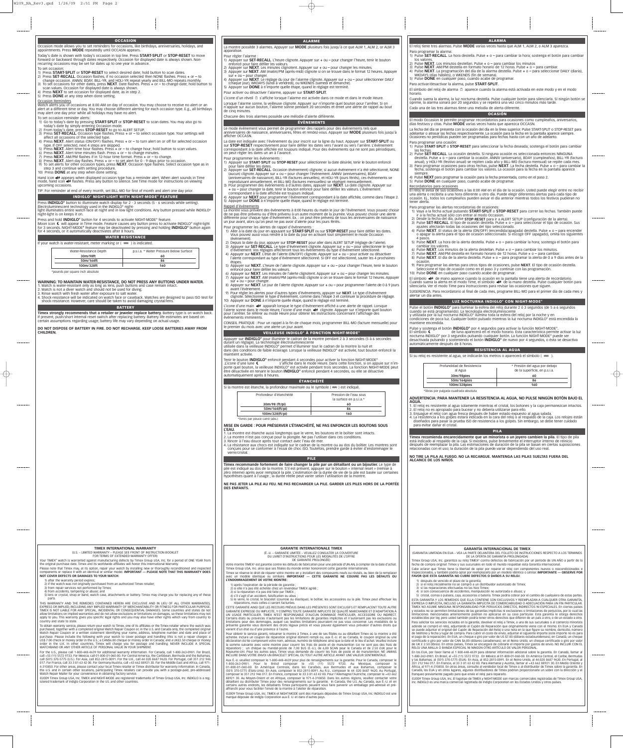## OCCASION

Occasion mode allows you to set reminders for occasions, like birthdays, anniversaries, holidays, and appointments. Press **MODE** repeatedly until OCCASN appears.

Today's date is shown with today's occasion in top line. Press **START-SPLIT** or **STOP-RESET** to move forward or backward through dates respectively. Occasion for displayed date is always shown. Non-recurring occasions may be set for dates up to one year in advance.

To set occasion:

1) Press **START-SPLIT** or **STOP-RESET** to select desired date; hold button to scan dates.
2) Press **SET-RECALL**. Occasion flashes, if no occasion selected then NONE flashes. Press + or – to change occasion. ANNIV, BDAY, BILL-YR, and HOL-YR repeat yearly and BILL-MO repeats monthly.
3) To set occasions for other dates, press **NEXT**. Date flashes. Press + or – to change date; hold button to scan values. Occasion for displayed date is always shown.
4) Press **NEXT** to set occasion for displayed date, as in step 2.
5) Press **DONE** at any step when done setting.

Occasion Reminders

Watch alerts you of occasions at 8:00 AM on day of occasion. You may choose to receive no alert or an alert at a different time or day. You may choose different alerting for each occasion type. E.g., all birthdays may alert one day prior while all holidays may have no alert.

To set occasion reminder alerts:

1) Go to today's date by pressing **START-SPLIT** or **STOP-RESET** to scan dates. You may also go to today's date by simply entering Occasion mode.
2) From today's date, press **STOP-RESET** to go to ALERT SETUP.
3) Press **SET-RECALL**. Occasion type flashes. Press + or – to select occasion type. Your settings will affect all occasions of the selected type.
4) Press **NEXT**. Alert status (ON/OFF) flashes. Press + or – to turn alert on or off for selected occasion type. If OFF selected, next 4 steps are skipped.
5) Press **NEXT**. Alert time hour flashes. Press + or – to change hour; hold button to scan values.
6) Press **NEXT**. Alert time minutes flash. Press + or – to change minutes.
7) Press **NEXT**. AM/PM flashes if in 12-hour time format. Press + or – to change.
8) Press **NEXT**. Alert day flashes. Press + or – to set alert for 0 - 9 days prior to occasion.
9) To set alerts for other occasion types, press **NEXT**. Occasion type flashes. Select occasion type as in step 3 and continue with setting procedure.
10) Press **DONE** at any step when done setting.

Hand icon appears when displayed occasion type has a reminder alert. When alert sounds in Time mode, hand icon flashes. Press any button to silence. See Time mode for instructions on viewing upcoming occasions.

TIP: For reminder at end of every month, set BILL-MO for first of month and alert one day prior.

## INDIGLO® NIGHT-LIGHT WITH NIGHT-MODE® FEATURE

Press **INDIGLO®** button to illuminate watch display for 2 - 3 seconds (5 - 6 seconds while setting). Electroluminescent technology used in the INDIGLO® night-light illuminates entire watch face at night and in low light conditions. Any button pressed while INDIGLO® night-light is on keeps it on.

Press and hold **INDIGLO®** button for 4 seconds to activate NIGHT-MODE® feature. Moon icon will appear in Time mode. Feature causes any button press to activate INDIGLO® night-light for 3 seconds. NIGHT-MODE® feature may be deactivated by pressing and holding **INDIGLO®** button again for 4 seconds, or it automatically deactivates after 8 hours.

## WATER RESISTANCE

If your watch is water-resistant, meter marking or ( ) is indicated.

| Water-Resistance Depth | p.s.i.a. * Water Pressure Below Surface |
|---|---|
| 30m/98ft | 60 |
| 50m/164ft | 86 |
| 100m/328ft | 160 |

*pounds per square inch absolute

**WARNING: TO MAINTAIN WATER-RESISTANCE, DO NOT PRESS ANY BUTTONS UNDER WATER.**

1. Watch is water-resistant only as long as lens, push buttons and case remain intact.
2. Watch is not a diver watch and should not be used for diving.
3. Rinse watch with fresh water after exposure to salt water.
4. Shock-resistance will be indicated on watch face or caseback. Watches are designed to pass ISO test for shock-resistance. However, care should be taken to avoid damaging crystal/lens.

## BATTERY

**Timex strongly recommends that a retailer or jeweler replace battery.** Battery type is on watch back. If present, push/short internal reset switch after replacing battery. Battery life estimates are based on certain assumptions regarding usage; battery life may vary depending on actual usage.

**DO NOT DISPOSE OF BATTERY IN FIRE. DO NOT RECHARGE. KEEP LOOSE BATTERIES AWAY FROM CHILDREN.**

## TIMEX INTERNATIONAL WARRANTY

(U.S. – LIMITED WARRANTY – PLEASE SEE FRONT OF INSTRUCTION BOOKLET FOR TERMS OF EXTENDED WARRANTY OFFER)

Your TIMEX® watch is warranted against manufacturing defects by Timex Group USA, Inc. for a period of ONE YEAR from the original purchase date. Timex and its worldwide affiliates will honor this International Warranty.

Please note that Timex may, at its option, repair your watch by installing new or thoroughly reconditioned and inspected components or replace it with an identical or similar model. **IMPORTANT — PLEASE NOTE THAT THIS WARRANTY DOES NOT COVER DEFECTS OR DAMAGES TO YOUR WATCH:**

1) after the warranty period expires;
2) if the watch was not originally purchased from an authorized Timex retailer;
3) from repair services not performed by Timex;
4) from accidents, tampering or abuse; and
5) lens or crystal, strap or band, watch case, attachments or battery. Timex may charge you for replacing any of these parts.

THIS WARRANTY AND THE REMEDIES CONTAINED HEREIN ARE EXCLUSIVE AND IN LIEU OF ALL OTHER WARRANTIES, EXPRESS OR IMPLIED, INCLUDING ANY IMPLIED WARRANTY OF MERCHANTABILITY OR FITNESS FOR PARTICULAR PURPOSE. TIMEX IS NOT LIABLE FOR ANY SPECIAL, INCIDENTAL OR CONSEQUENTIAL DAMAGES. Some countries and states do not allow limitations on implied warranties and do not allow exclusions or limitations on damages, so these limitations may not apply to you. This warranty gives you specific legal rights and you may also have other rights which vary from country to country and state to state.

To obtain warranty service, please return your watch to Timex, one of its affiliates or the Timex retailer where the watch was purchased, together with a completed original Watch Repair Coupon or, in the U.S. and Canada only, the completed original Watch Repair Coupon or a written statement identifying your name, address, telephone number and date and place of purchase. Please include the following with your watch to cover postage and handling (this is not a repair charge): a US$ 7.00 check or money order in the U.S.; a CAN$6.00 cheque or money order in Canada; and a UK£2.50 cheque or money order in the U.K. In other countries, Timex will charge you for postage and handling. NEVER INCLUDE A SPECIAL WATCHBAND OR ANY OTHER ARTICLE OF PERSONAL VALUE IN YOUR SHIPMENT.

For the U.S., please call 1-800-448-4639 for additional warranty information. For Canada, call 1-800-263-0981. For Brazil, call +55 (11) 5572 9733. For Mexico, call 01-800-01-060-00. For Central America, the Caribbean, Bermuda and the Bahamas, call (501) 370-5775 (U.S.). For Asia, call 852-2815-0091. For the U.K., call 44 020 8687 9620. For Portugal, call 351 212 946 017. For France, call 33 3 81 63 42 00. For Germany/Austria, call +43 662 88921 30. For the Middle East and Africa, call 971-4-310850. For other areas, please contact your local Timex retailer or Timex distributor for warranty information. In Canada, the U.S. and in certain other locations, participating Timex retailers can provide you with a postage-paid, pre-addressed Watch Repair Mailer for your convenience in obtaining factory service.

©2009 Timex Group USA, Inc. TIMEX and NIGHT-MODE are registered trademarks of Timex Group USA, Inc. INDIGLO is a registered trademark of Indiglo Corporation in the U.S. and other countries.

## ALARME

La montre possède 3 alarmes. Appuyer sur **MODE** plusieurs fois jusqu'à ce que ALM 1, ALM 2, or ALM 3 apparaisse.

Pour régler l'alarme :

1) Appuyer sur **SET-RECALL**. L'heure clignote. Appuyer sur + ou – pour changer l'heure, tenir le bouton enfoncé pour faire défiler les valeurs.
2) Appuyer sur **NEXT**. Les minutes clignotent. Appuyer sur + ou – pour changer les minutes.
3) Appuyer sur **NEXT**. AM (matin)/PM (après-midi) clignote si on se trouve dans le format 12 heures. Appuyer sur + ou – pour changer.
4) Appuyer sur **NEXT**. Le réglage du jour de l'alarme clignote. Appuyer sur + ou – pour sélectionner DAILY (chaque jour), WKDAYS (lundi à vendredi), ou WKENDS (samedi et dimanche).
5) Appuyer sur **DONE** à n'importe quelle étape, quand le réglage est terminé.

Pour activer ou désactiver l'alarme, appuyer sur **START-SPLIT**.

L'icône d'un réveil s'affiche lorsque l'alarme est activée dans ce mode et dans le mode Heure.

Lorsque l'alarme sonne, la veilleuse clignote. Appuyer sur n'importe quel bouton pour l'arrêter. Si on n'appuie sur aucun bouton, l'alarme sonne pendant 20 secondes et émet une alerte de rappel au bout de cinq minutes.

Chacune des trois alarmes possède une mélodie d'alerte différente.

## ÉVÉNEMENTS

Le mode événement vous permet de programmer des rappels pour des événements tels que anniversaires de naissance, anniversaires, fêtes et rendez-vous. Appuyer sur **MODE** plusieurs fois jusqu'à afficher OCCASN.

La date est indiquée avec l'événement du jour inscrit sur la ligne du haut. Appuyer sur **START-SPLIT** ou sur **STOP-RESET** respectivement pour faire défiler les dates vers l'avant ou vers l'arrière. L'événement correspondant à la date affichée est toujours indiqué. Pour des événements qui ne sont pas périodiques, on peut régler les dates un an à l'avance.

Pour programmer les événements :

1) Appuyer sur **START-SPLIT** ou **STOP-RESET** pour sélectionner la date désirée, tenir le bouton enfoncé pour faire défiler les dates.
2) Appuyer sur **SET-RECALL**. Occasion (événement) clignote; si aucun événement n'a été sélectionné, NONE (aucun) clignote. Appuyer sur + ou – pour changer l'événement. ANNIV (anniversaires), BDAY (anniversaires de naissance), BILL-YR (factures annuelles), et HOL-YR (jours fériés), ces événements se reproduisant annuellement, et BILL-MO (factures mensuelles) se répétant mensuellement.
3) Pour programmer des événements à d'autres dates, appuyer sur **NEXT**. La date clignote. Appuyer sur + ou – pour changer la date, tenir le bouton enfoncé pour faire défiler les valeurs. L'événement correspondant à la date affichée est toujours indiqué.
4) Appuyer sur **NEXT** pour programmer l'événement correspondant à la date affichée, comme dans l'étape 2.
5) Appuyer sur **DONE** à n'importe quelle étape, quand le réglage est terminé.

Rappel d'événements

La montre vous prévient des événements à 8:00 heures du matin le jour de l'événement. Vous pouvez choisir de ne pas être prévenu ou d'être prévenu à un autre moment de la journée. Vous pouvez choisir une alerte différente pour chaque type d'événement. Ex. : on peut être prévenu de tous les anniversaires de naissance un jour avant, alors qu'on peut ne pas avoir d'alerte pour les jours fériés.

Pour programmer les alertes de rappel d'événements :

1) Aller à la date du jour en appuyant sur **START-SPLIT** ou sur **STOP-RESET** pour faire défiler les dates. Vous pouvez aussi vous rendre à la date du jour en activant tout simplement le mode Occasion (événement).
2) Depuis la date du jour, appuyer sur **STOP-RESET** pour aller dans ALERT SETUP (réglage de l'alerte).
3) Appuyer sur **SET-RECALL**. Le type d'événement clignote. Appuyer sur + ou – pour sélectionner le type d'événement. Vos réglages affecteront tous les événements du type d'événement sélectionné.
4) Appuyer sur **NEXT**. L'état de l'alerte (ON/OFF) clignote. Appuyer sur + ou – pour activer ou désactiver l'alerte correspondant au type d'événement sélectionné. Si OFF est sélectionné, sauter les 4 prochaines étapes.
5) Appuyer sur **NEXT**. L'heure de l'alerte clignote. Appuyer sur + ou – pour changer l'heure, tenir le bouton enfoncé pour faire défiler les valeurs.
6) Appuyer sur **NEXT**. Les minutes de l'alerte clignotent. Appuyer sur + ou – pour changer les minutes.
7) Appuyer sur **NEXT**. AM (matin)/PM (après-midi) clignote si on est dans le format 12 heures. Appuyer sur + ou – pour changer.
8) Appuyer sur **NEXT**. Le jour de l'alerte clignote. Appuyer sur + ou – pour programmer l'alerte de 0 à 9 jours avant l'événement.
9) Pour régler les alertes pour d'autres types d'événements, appuyer sur **NEXT**. Le type d'événement clignote. Sélectionner le type d'événement, comme dans l'étape 3 et continuer la procédure de réglage.
10) Appuyer sur **DONE** à n'importe quelle étape, quand le réglage est terminé.

L'icône d'une main apparaît lorsque le type d'événement affiché a une alerte de rappel. Lorsque l'alarme sonne dans le mode Heure, l'icône d'une main clignote. Appuyer sur n'importe quel bouton pour l'arrêter. Se référer au mode Heure pour obtenir les instructions concernant l'affichage des événements imminents.

CONSEIL PRATIQUE : Pour un rappel à la fin de chaque mois, programmer BILL-MO (facture mensuelle) pour le premier du mois avec une alerte un jour avant.

## VEILLEUSE INDIGLO® À FONCTION NIGHT-MODE®

Appuyer sur **INDIGLO®** pour illuminer le cadran de la montre pendant 2 à 3 secondes (5 à 6 secondes durant un réglage). La technologie électroluminescente utilisée dans la veilleuse INDIGLO® permet d'illuminer tout le cadran de la montre la nuit et dans des conditions de faible éclairage. Lorsque la veilleuse INDIGLO® est activée, tout bouton enfoncé la maintient activée.

Tenir le bouton **INDIGLO®** enfoncé pendant 4 secondes pour activer la fonction NIGHT-MODE®. L'icone d'une lune s'affiche dans le mode Heure. Dans cette fonction, si on appuie sur n'importe quel bouton, la veilleuse INDIGLO® est activée pendant trois secondes. La fonction NIGHT-MODE peut être désactivée en tenant le bouton **INDIGLO®** enfoncé 4 secondes, ou elle se désactive automatiquement après 8 heures.

## ÉTANCHÉITÉ

Si la montre est étanche, la profondeur maximale ou le symbole ( ) est indiqué.

| Profondeur d'étanchéité | Pression de l'eau sous la surface en p.s.i.a.* |
|---|---|
| 30m/98 (ft/pi) | 60 |
| 50m/164(ft/pi) | 86 |
| 100m/328(ft/pi) | 160 |

*livres par pouce carré (abs.)

**MISE EN GARDE : POUR PRÉSERVER L'ÉTANCHÉITÉ, NE PAS ENFONCER LES BOUTONS SOUS L'EAU.**

1. La montre est étanche aussi longtemps que le verre, les boutons et le boîtier sont intacts.
2. La montre n'est pas conçue pour la plongée. Ne pas l'utiliser dans ces conditions.
3. Rincer à l'eau douce après tout contact avec l'eau de mer.
4. La résistance aux chocs est indiquée sur le cadran de la montre ou au dos du boîtier. Les montres sont conçues pour se conformer à l'essai de choc ISO. Toutefois, prendre garde à éviter d'endommager le verre/cristal.

## PILE

**Timex recommande fortement de faire changer la pile par un détaillant ou un bijoutier.** Le type de pile est indiqué au dos de la montre. S'il est présent, appuyer sur le bouton « internal reset » (remise à zéro interne) après avoir remplacé la pile. L'estimation de la durée de vie de la pile est basée sur certaines hypothèses quant à l'usage ; la durée réelle peut varier selon l'utilisation de la montre.

**NE PAS JETER LA PILE AU FEU. NE PAS RECHARGER LA PILE. GARDER LES PILES HORS DE LA PORTÉE DES ENFANTS.**

## GARANTIE INTERNATIONALE TIMEX

(É.-U. – GARANTIE LIMITÉE – VEUILLEZ CONSULTER LA COUVERTURE DU LIVRET D'INSTRUCTIONS POUR LES MODALITÉS DE L'OFFRE DE GARANTIE PROLONGÉE)

Votre montre TIMEX® est garantie contre les défauts de fabrication pour une période D'UN AN, à compter de la date d'achat. Timex Group USA, Inc. ainsi que ses filiales du monde entier honoreront cette garantie internationale.

Timex se réserve le droit de réparer votre montre en y installant des composants neufs ou révisés, ou bien de la remplacer avec un modèle identique ou similaire. **IMPORTANT — CETTE GARANTIE NE COUVRE PAS LES DÉFAUTS OU L'ENDOMMAGEMENT DE VOTRE MONTRE:**

1) après l'expiration de la période de garantie ;
2) si elle n'a pas été achetée chez un revendeur TIMEX agréé ;
3) si la réparation n'a pas été faite par TIMEX ;
4) s'il s'agit d'un accident, falsification ou abus ;
5) le verre, le cristal, le bracelet (courroie ou élastique), le boîtier, les accessoires ou la pile. Timex peut effectuer les réparations, mais celles-ci seront facturées.

CETTE GARANTIE AINSI QUE LES RECOURS PRÉVUS DANS LES PRÉSENTES SONT EXCLUSIFS ET REMPLACENT TOUTE AUTRE GARANTIE EXPRESSE OU IMPLICITE, Y COMPRIS TOUTE GARANTIE IMPLICITE DE QUALITÉ MARCHANDE ET D'ADAPTATION À UN USAGE PARTICULIER. TIMEX N'EST RESPONSABLE D'AUCUN DOMMAGE PARTICULIER, ACCESSOIRE OU INDIRECT. Certains états ou provinces n'autorisent pas les limitations de garanties implicites ni exclusions ou limitations pour des dommages, auquel cas lesdites limitations pourraient ne pas vous concerner. Les modalités de la présente garantie vous donnent des droits légaux précis et vous pouvez également vous prévaloir d'autres droits qui varient d'un état ou d'une province à l'autre.

Pour obtenir le service garanti, renvoyer la montre à Timex, à une de ses filiales ou au détaillant Timex où la montre a été achetée. Inclure un coupon de réparation original dûment rempli ou, aux É.-U. et au Canada, le coupon original ou une déclaration écrite comprenant votre nom, adresse, numéro de téléphone ainsi que la date et le lieu de l'achat. Veuillez joindre la somme suivante avec votre montre pour couvrir les frais de poste et de manutention (ce ne sont pas des frais de réparation) : un chèque ou mandat-poste de 7,00 $US (É.-U.), de 6,00 $CAN pour le Canada et de 2.50 £UK pour le Royaume-Uni. Pour les autres pays, Timex vous demande de couvrir les frais de poste et de manutention. NE JAMAIS INCLURE DANS VOTRE ENVOI UN BRACELET SPÉCIAL OU TOUT AUTRE ARTICLE AYANT UNE VALEUR SENTIMENTALE.

Aux É.-U. veuillez composer le 1-800-448-4639 pour plus de renseignements sur la garantie. Pour le Canada, composer le 1-800-263-0981. Pour le Brésil composer le +55 (11) 5572 9733. Au Mexique, composer le 01-800-01-060-00. En Amérique Centrale, dans les Caraïbes, aux Bermudes et aux Bahamas, composer le (501) 370-5775 (États-Unis). En Asie, composer le 852-2815-0091. Au R.U., composer le 44 020 8687 9620. Au Portugal, composer le 351 212 946 017. En France, composer le 33 3 81 63 42 00. Pour l'Allemagne/l'Autriche, composer le +43 662 88921 30. Au Moyen-Orient et en Afrique, composer le 971-4-310850. Dans les autres régions, veuillez contacter votre détaillant ou distributeur Timex pour les renseignements sur la garantie. Au Canada, the É.-U. et dans certains autres endroits, les détaillants Timex participants peuvent vous fournir une enveloppe pré-adressée et pré-affranchie pour vous faciliter l'envoi de la montre à l'atelier de réparation.

©2009 Timex Group USA, Inc. TIMEX et NIGHT-MODE sont des marques déposées de Timex Group USA, Inc. INDIGLO est une marque déposée de Indiglo Corporation aux É. U. et dans d'autres pays.

## ALARMA

El reloj tiene tres alarmas. Pulse **MODE** varias veces hasta que ALM 1, ALM 2, o ALM 3 aparezca.

Para programar la alarma:

1) Pulse **SET-RECALL**. La hora destella. Pulse + o – para cambiar la hora; sostenga el botón para cambiar los valores.
2) Pulse **NEXT**. Los minutos destellan. Pulse + o – para cambiar los minutos
3) Pulse **NEXT**. AM/PM destella en formato horario de 12 horas. Pulse + o – para cambiar.
4) Pulse **NEXT**. La programación del día de la alarma destella. Pulse + o – para seleccionar DAILY (diaria), WKDAYS (días hábiles), o WKENDS (fin de semana).
5) Pulse **DONE** en cualquier paso, cuando acabe de programar.

Para activar/desactivar la alarma, pulse **START-SPLIT**.

El símbolo del reloj de alarma aparece cuando la alarma está activada en este modo y en el modo horario.

Cuando suena la alarma, la luz nocturna destella. Pulse cualquier botón para silenciarla. Si ningún botón se oprime, la alarma sonará por 20 segundos y se repetirá una vez cinco minutos más tarde.

Cada una de las tres alarmas tiene una melodía de alerta diferente.

## OCASIÓN

El modo Occasion le permite programar recordatorios para ocasiones como cumpleaños, aniversarios, días festivos y citas. Pulse **MODE** varias veces hasta que aparezca OCCASN.

La fecha del día se presenta con la ocasión del día en la línea superior. Pulse START-SPLIT o STOP-RESET para adelantar o atrasar las fechas respectivamente. La ocasión para la fecha en la pantalla aparece siempre. Ocasiones no periódicas pueden ser programadas para fechas hasta con un año de adelanto.

Para programar una ocasión:

1) Pulse **START-SPLIT** o **STOP-RESET** para seleccionar la fecha deseada; sostenga el botón para cambiar las fechas.
2) Pulse **SET-RECALL**. La ocasión destella. Si ninguna ocasión es seleccionada entonces NINGUNA destella. Pulse + o – para cambiar la ocasión. ANNIV (aniversario), BDAY (cumpleaños), BILL-YR (factura anual), y HOL-YR (festivo anual) se repiten cada año y BILL-MO (factura mensual) se repite cada mes.
3) Para programar ocasiones para otras fechas, pulse **NEXT**. La fecha destella. Pulse + o – para cambiar la fecha; sostenga el botón para cambiar los valores. La ocasión para la fecha en la pantalla aparece siempre.
4) Pulse **NEXT** para programar la ocasión para la fecha presentada, como en el paso 2.
5) Pulse **DONE** en cualquier paso, cuando acabe de programar.

Recordatorios para ocasiones

El reloj le avisa de sus ocasiones a las 8:00 AM en el día de la ocasión. Usted puede elegir entre no recibir una alerta o recibirla a una hora diferente u otro día. Puede elegir diferentes alertas para cada tipo de ocasión. Ej., todos los cumpleaños pueden avisarle el día anterior mientras todos los festivos pudieran no tener alerta.

Para programar las alertas recordatorias de ocasiones:

1) Vaya a la fecha actual pulsando **START-SPLIT** o **STOP-RESET** para correr las fechas. También puede ir a la fecha actual sólo con entrar al modo Occasion.
2) Desde la fecha del día, pulse **STOP-RESET** para ir a ALERT SETUP (configuración de la alerta).
3) Pulse **SET-RECALL**. El tipo de ocasión destella. Pulse + o – para seleccionar el tipo de ocasión. Sus ajustes afectarán todas las ocasiones del tipo seleccionado.
4) Pulse **NEXT**. El status de la alerta (ON/OFF) (encendida/apagada) destella. Pulse + o – para encender o apagar la alerta para el tipo de ocasión seleccionado. Si escoge OFF (apagado), omita los siguientes 4 pasos.
5) Pulse **NEXT**. La hora de la alerta destella. Pulse + o – para cambiar la hora; sostenga el botón para cambiar los valores.
6) Pulse **NEXT**. Los minutos de la alerta destellan. Pulse + o – para cambiar los minutos.
7) Pulse **NEXT**. AM/PM destella en formato horario de 12 horas. Pulse + o – para cambiar.
8) Pulse **NEXT**. El día de la alerta destella. Pulse + o – para programar la alerta de 0 a 9 días antes de la ocasión.
9) Para programar las alertas para otros tipos de ocasiones, pulse **NEXT**. El tipo de ocasión destella. Seleccione el tipo de ocasión como en el paso 3 y continúe con la programación.
10) Pulse **DONE** en cualquier paso cuando acabe de programar.

El símbolo de mano aparece cuando la ocasión en la pantalla tiene una alerta de recordatorio. Cuando suena la alerta en el modo Time, el símbolo de la mano destella. Pulse cualquier botón para silenciarla. Ver el modo Time para instrucciones para revisar las ocasiones que siguen.

SUGERENCIA: Para recordatorio al final de cada mes, programe BILL-MO para el primer día de cada mes y alertar un día antes.

## LUZ NOCTURNA INDIGLO® CON NIGHT-MODE®

Pulse el botón **INDIGLO®** para iluminar la esfera del reloj durante 2 ó 3 segundos (de 5 a 6 segundos cuando se está programando). La tecnología electroluminiscente y utilizada por la luz nocturna INDIGLO® ilumina toda la esfera del reloj por la noche y en condiciones de poca luz. Cualquier botón pulsado mientras la luz nocturna INDIGLO® está encendida la mantiene encendida.

Pulse y sostenga el botón **INDIGLO®** por 4 segundos para activar la función NIGHT-MODE®. El símbolo de luna aparecerá en el modo horario. Esta característica permite activar la luz nocturna INDIGLO® por 3 segundos pulsando cualquier botón. La función NIGHT-MODE® puede ser desactivada pulsando y sosteniendo el botón **INDIGLO®** de nuevo por 4 segundos, o ésta se desactiva automáticamente después de 8 horas.

## RESISTENCIA AL AGUA

Si su reloj es resistente al agua, se indicarán los metros o aparecerá el símbolo ( ).

| Profundidad de Resistencia al Agua | * Presión del agua por debajo de la superficie, en p.s.i.a. |
|---|---|
| 30m/98pies | 60 |
| 50m/164pies | 86 |
| 100m/328pies | 160 |

*libras por pulgada cuadrada absoluta

**ADVERTENCIA: PARA MANTENER LA RESISTENCIA AL AGUA, NO PULSE NINGÚN BOTÓN BAJO EL AGUA.**

1. El reloj es resistente al agua solamente mientras el cristal, los botones y la caja permanezcan intactos.
2. El reloj no es apropiado para bucear y no debería utilizarse para ello.
3. Enjuague el reloj con aguas fresca después de haber estado expuesto al agua salada.
4. La resistencia a los golpes estará indicada en la cara del reloj o al respaldo de la caja. Los relojes están diseñados para pasar la prueba ISO de resistencia a los golpes. Sin embargo, se debe tener cuidado para evitar dañar el cristal.

## PILA

**Timex recomienda encarecidamente que un minorista o un joyero cambien la pila.** El tipo de pila está indicado al respaldo de la caja. Si existiera, pulse brevemente el interruptor interno de reinicio después de reemplazar la pila. Las estimaciones de duración de la pila se basan en ciertas suposiciones relacionadas con el uso; la duración de la pila puede variar dependiendo del uso real.

**NO TIRE LA PILA AL FUEGO. NO LA RECARGUE. MANTENGA LAS PILAS SUELTAS FUERA DEL ALCANCE DE LOS NIÑOS.**

## GARANTÍA INTERNACIONAL DE TIMEX

(GARANTÍA LIMITADA EN EUA – VEA LA PARTE DELANTERA DEL FOLLETO DE INSTRUCCIONES RESPECTO A LOS TÉRMINOS DE LA OFERTA DE GARANTÍA PROLONGADA)

Timex Group USA, Inc. garantiza su reloj TIMEX® contra defectos de fabricación por un período de UN AÑO a partir de la fecha de compra original. Timex y sus sucursales en todo el mundo respaldan esta Garantía Internacional.

Cabe aclarar que Timex tiene la libertad de optar por reparar el reloj con componentes nuevos o reacondicionados e inspeccionados, y también podría optar por reemplazarlo por un modelo idéntico o similar. **IMPORTANTE — OBSERVE POR FAVOR QUE ESTA GARANTÍA NO CUBRE DEFECTOS O DAÑOS A SU RELOJ:**

1) después de vencido el plazo de la garantía;
2) si el reloj inicialmente no se compró a un distribuidor autorizado de Timex;
3) si las reparaciones efectuadas no las hizo Timex;
4) si son consecuencia de accidentes, manipulación no autorizada o abuso; y
5) cristal, correa o pulsera, caja, accesorios o batería. Timex podría cobrar por el cambio de cualquiera de estas partes.

ESTA GARANTÍA Y LOS REMEDIOS QUE ELLA CONTIENE SON EXCLUSIVOS Y REEMPLAZAN A CUALQUIER OTRA GARANTÍA, EXPRESA O IMPLÍCITA, INCLUSO LA GARANTÍA IMPLÍCITA DE COMERCIABILIDAD O ADECUACIÓN PARA UN FIN PARTICULAR. TIMEX NO ASUME NINGUNA RESPONSABILIDAD POR PERJUICIOS INDIRECTOS, INCIDENTALES NI ESPECIALES. En ciertos países y estados no se permiten limitaciones de las garantías implícitas ni exclusiones o limitaciones de perjuicios, por lo cual las limitaciones mencionadas anteriormente podrían no aplicarse en su caso particular. Esta garantía le otorga derechos establecidos por ley, pero usted también podría tener otros derechos que difieren de un país a otro, o de un estado a otro.

Para solicitar los servicios incluidos en la garantía, devolver el reloj a Timex, a una de sus sucursales o al comercio minorista adonde se compró el reloj, adjuntando el Cupón de Reparación que originalmente vino con el mismo. En EUA y Canadá se puede adjuntar el original del Cupón de Reparación del Reloj o una nota en la que figure su nombre, domicilio, número de teléfono y fecha y lugar de compra. Para cubrir el costo de envío, adjuntar el siguiente importe (este importe no es para el pago de la reparación): En EUA, un cheque o giro por valor de US $7.00 (dólares estadounidenses); en Canadá, un cheque certificado o giro por valor de CAN $6.00 (dólares canadienses); en el Reino Unido, un cheque certificado o giro por valor de UK £ 2.50 (libras). En otros países, Timex se encargará de cobrarle el importe por gastos de envío. NO INCLUIR CON EL RELOJ UNA MALLA O BANDA ESPECIAL NI NINGÚN OTRO ARTÍCULO DE VALOR PERSONAL.

En los EUA, por favor llame al 1 800-448-4639 para obtener información adicional sobre la garantía. En Canadá, llamar al 1-800-263-0981. En Brasil, al +55 (11) 5572 9733. En México al 01-800-01-060-00. En América Central, el Caribe, Bermudas y las Bahamas, al (501) 370-5775 (EUA). En Asia, al 852-2815-0091. En el Reino Unido, al 44 020 8687 9620. En Portugal, al 351 212 946 017. En Francia, al 33 3 81 63 42 00. Para Alemania y Austria, llamar al +43 662 88921 30. En Medio Oriente y África, al 971-4-310850. En otras áreas, consulte al vendedor local de Timex o al distribuidor de Timex sobre la garantía. En Canadá, los EUA y en otros lugares, algunos distribuidores de Timex pueden proporcionarle un sobre con la dirección y el franqueo previamente pagado para que envíe el reloj para reparación.

©2009 Timex Group USA, Inc. El logotipo de TIMEX y NIGHT-MODE son marcas comerciales registradas de Timex Group USA, Inc. INDIGLO es una marca comercial registrada de Indiglo Corporation en los Estados Unidos y otros países.